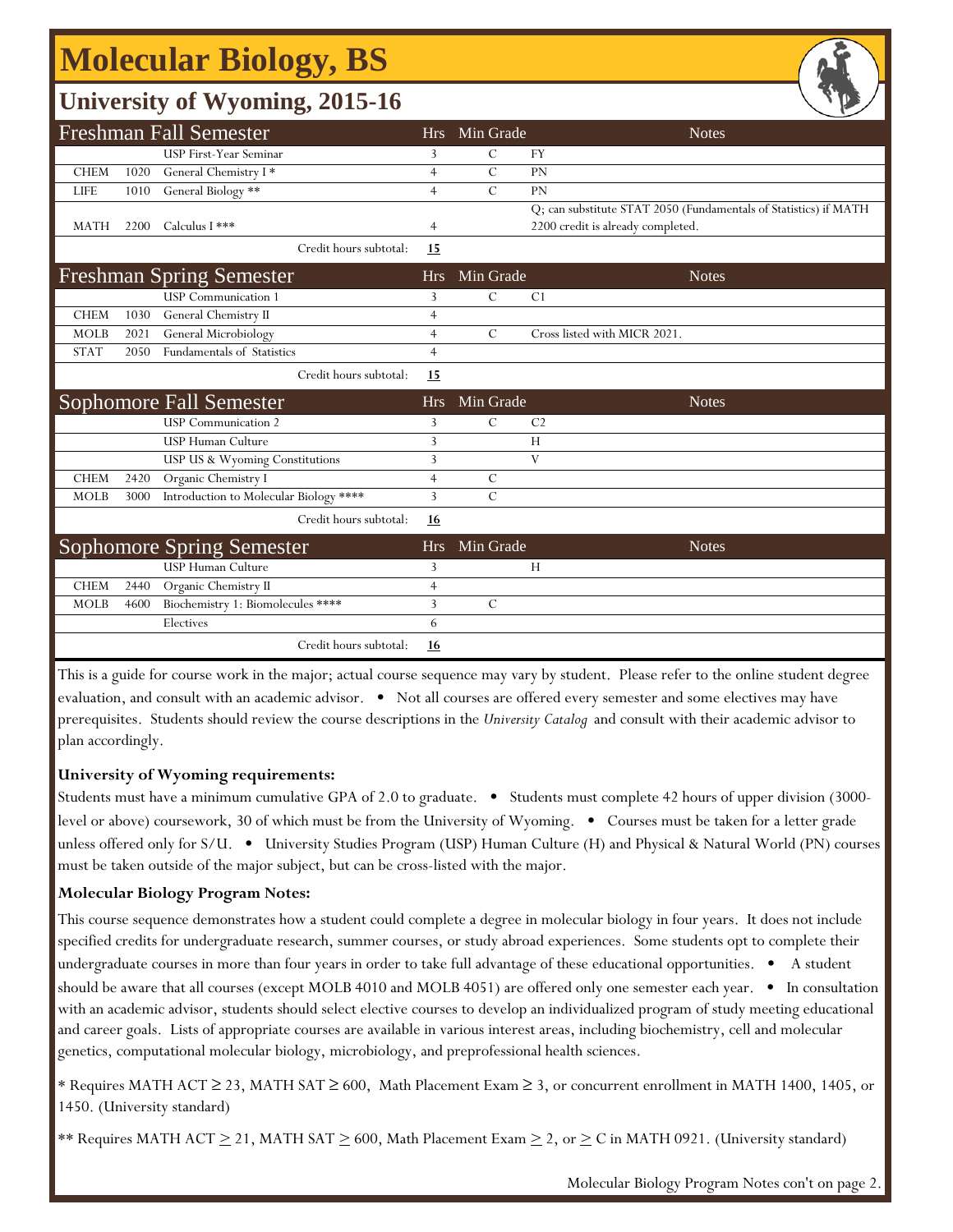# Molecular Biology, BS

## University of Wyoming, 2015-16

| Freshman Fall Semester | | | Hrs | Min Grade | Notes |
|---|---|---|---|---|---|
| | | USP First-Year Seminar | 3 | C | FY |
| CHEM | 1020 | General Chemistry I * | 4 | C | PN |
| LIFE | 1010 | General Biology ** | 4 | C | PN |
| MATH | 2200 | Calculus I *** | 4 | | Q; can substitute STAT 2050 (Fundamentals of Statistics) if MATH 2200 credit is already completed. |
| | | Credit hours subtotal: | **15** | | |

| Freshman Spring Semester | | | Hrs | Min Grade | Notes |
|---|---|---|---|---|---|
| | | USP Communication 1 | 3 | C | C1 |
| CHEM | 1030 | General Chemistry II | 4 | | |
| MOLB | 2021 | General Microbiology | 4 | C | Cross listed with MICR 2021. |
| STAT | 2050 | Fundamentals of Statistics | 4 | | |
| | | Credit hours subtotal: | **15** | | |

| Sophomore Fall Semester | | | Hrs | Min Grade | Notes |
|---|---|---|---|---|---|
| | | USP Communication 2 | 3 | C | C2 |
| | | USP Human Culture | 3 | | H |
| | | USP US & Wyoming Constitutions | 3 | | V |
| CHEM | 2420 | Organic Chemistry I | 4 | C | |
| MOLB | 3000 | Introduction to Molecular Biology **** | 3 | C | |
| | | Credit hours subtotal: | **16** | | |

| Sophomore Spring Semester | | | Hrs | Min Grade | Notes |
|---|---|---|---|---|---|
| | | USP Human Culture | 3 | | H |
| CHEM | 2440 | Organic Chemistry II | 4 | | |
| MOLB | 4600 | Biochemistry 1: Biomolecules **** | 3 | C | |
| | | Electives | 6 | | |
| | | Credit hours subtotal: | **16** | | |

This is a guide for course work in the major; actual course sequence may vary by student. Please refer to the online student degree evaluation, and consult with an academic advisor. • Not all courses are offered every semester and some electives may have prerequisites. Students should review the course descriptions in the *University Catalog* and consult with their academic advisor to plan accordingly.

**University of Wyoming requirements:**

Students must have a minimum cumulative GPA of 2.0 to graduate. • Students must complete 42 hours of upper division (3000-level or above) coursework, 30 of which must be from the University of Wyoming. • Courses must be taken for a letter grade unless offered only for S/U. • University Studies Program (USP) Human Culture (H) and Physical & Natural World (PN) courses must be taken outside of the major subject, but can be cross-listed with the major.

**Molecular Biology Program Notes:**

This course sequence demonstrates how a student could complete a degree in molecular biology in four years. It does not include specified credits for undergraduate research, summer courses, or study abroad experiences. Some students opt to complete their undergraduate courses in more than four years in order to take full advantage of these educational opportunities. • A student should be aware that all courses (except MOLB 4010 and MOLB 4051) are offered only one semester each year. • In consultation with an academic advisor, students should select elective courses to develop an individualized program of study meeting educational and career goals. Lists of appropriate courses are available in various interest areas, including biochemistry, cell and molecular genetics, computational molecular biology, microbiology, and preprofessional health sciences.

* Requires MATH ACT ≥ 23, MATH SAT ≥ 600, Math Placement Exam ≥ 3, or concurrent enrollment in MATH 1400, 1405, or 1450. (University standard)

** Requires MATH ACT ≥ 21, MATH SAT ≥ 600, Math Placement Exam ≥ 2, or ≥ C in MATH 0921. (University standard)

Molecular Biology Program Notes con't on page 2.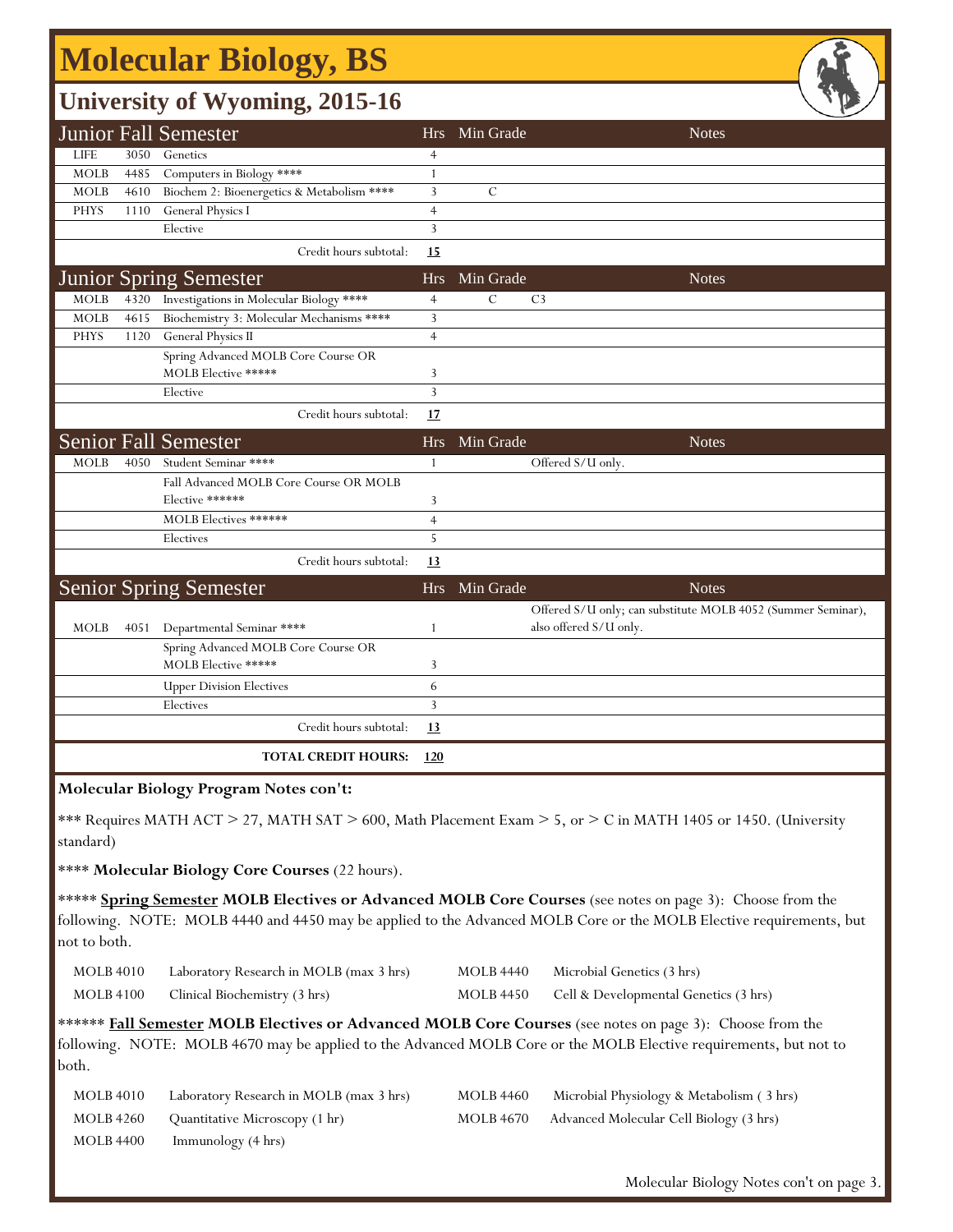# Molecular Biology, BS

## University of Wyoming, 2015-16

| Junior Fall Semester | | | Hrs | Min Grade | Notes |
|---|---|---|---|---|---|
| LIFE | 3050 | Genetics | 4 | | |
| MOLB | 4485 | Computers in Biology **** | 1 | | |
| MOLB | 4610 | Biochem 2: Bioenergetics & Metabolism **** | 3 | C | |
| PHYS | 1110 | General Physics I | 4 | | |
| | | Elective | 3 | | |
| | | Credit hours subtotal: | **15** | | |

| Junior Spring Semester | | | Hrs | Min Grade | Notes |
|---|---|---|---|---|---|
| MOLB | 4320 | Investigations in Molecular Biology **** | 4 | C | C3 |
| MOLB | 4615 | Biochemistry 3: Molecular Mechanisms **** | 3 | | |
| PHYS | 1120 | General Physics II | 4 | | |
| | | Spring Advanced MOLB Core Course OR MOLB Elective ***** | 3 | | |
| | | Elective | 3 | | |
| | | Credit hours subtotal: | **17** | | |

| Senior Fall Semester | | | Hrs | Min Grade | Notes |
|---|---|---|---|---|---|
| MOLB | 4050 | Student Seminar **** | 1 | | Offered S/U only. |
| | | Fall Advanced MOLB Core Course OR MOLB Elective ****** | 3 | | |
| | | MOLB Electives ****** | 4 | | |
| | | Electives | 5 | | |
| | | Credit hours subtotal: | **13** | | |

| Senior Spring Semester | | | Hrs | Min Grade | Notes |
|---|---|---|---|---|---|
| MOLB | 4051 | Departmental Seminar **** | 1 | | Offered S/U only; can substitute MOLB 4052 (Summer Seminar), also offered S/U only. |
| | | Spring Advanced MOLB Core Course OR MOLB Elective ***** | 3 | | |
| | | Upper Division Electives | 6 | | |
| | | Electives | 3 | | |
| | | Credit hours subtotal: | **13** | | |
| | | **TOTAL CREDIT HOURS:** | **120** | | |

**Molecular Biology Program Notes con't:**

*** Requires MATH ACT > 27, MATH SAT > 600, Math Placement Exam > 5, or > C in MATH 1405 or 1450. (University standard)

**** **Molecular Biology Core Courses** (22 hours).

***** **Spring Semester MOLB Electives or Advanced MOLB Core Courses** (see notes on page 3): Choose from the following. NOTE: MOLB 4440 and 4450 may be applied to the Advanced MOLB Core or the MOLB Elective requirements, but not to both.

| | | | |
|---|---|---|---|
| MOLB 4010 | Laboratory Research in MOLB (max 3 hrs) | MOLB 4440 | Microbial Genetics (3 hrs) |
| MOLB 4100 | Clinical Biochemistry (3 hrs) | MOLB 4450 | Cell & Developmental Genetics (3 hrs) |

****** **Fall Semester MOLB Electives or Advanced MOLB Core Courses** (see notes on page 3): Choose from the following. NOTE: MOLB 4670 may be applied to the Advanced MOLB Core or the MOLB Elective requirements, but not to both.

| | | | |
|---|---|---|---|
| MOLB 4010 | Laboratory Research in MOLB (max 3 hrs) | MOLB 4460 | Microbial Physiology & Metabolism ( 3 hrs) |
| MOLB 4260 | Quantitative Microscopy (1 hr) | MOLB 4670 | Advanced Molecular Cell Biology (3 hrs) |
| MOLB 4400 | Immunology (4 hrs) | | |

Molecular Biology Notes con't on page 3.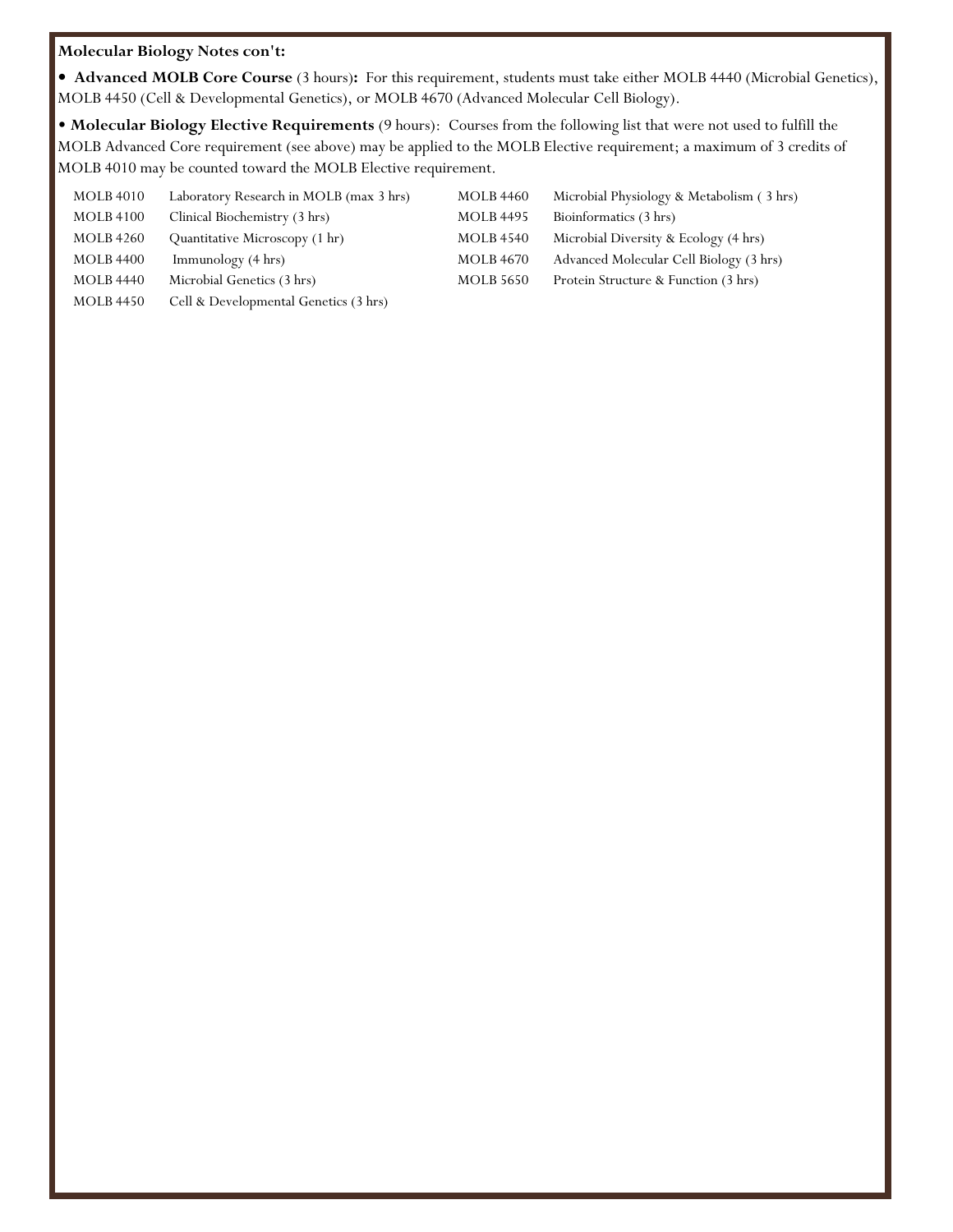**Molecular Biology Notes con't:**

- **Advanced MOLB Core Course** (3 hours)**:** For this requirement, students must take either MOLB 4440 (Microbial Genetics), MOLB 4450 (Cell & Developmental Genetics), or MOLB 4670 (Advanced Molecular Cell Biology).

- **Molecular Biology Elective Requirements** (9 hours): Courses from the following list that were not used to fulfill the MOLB Advanced Core requirement (see above) may be applied to the MOLB Elective requirement; a maximum of 3 credits of MOLB 4010 may be counted toward the MOLB Elective requirement.

| | | | |
|---|---|---|---|
| MOLB 4010 | Laboratory Research in MOLB (max 3 hrs) | MOLB 4460 | Microbial Physiology & Metabolism ( 3 hrs) |
| MOLB 4100 | Clinical Biochemistry (3 hrs) | MOLB 4495 | Bioinformatics (3 hrs) |
| MOLB 4260 | Quantitative Microscopy (1 hr) | MOLB 4540 | Microbial Diversity & Ecology (4 hrs) |
| MOLB 4400 | Immunology (4 hrs) | MOLB 4670 | Advanced Molecular Cell Biology (3 hrs) |
| MOLB 4440 | Microbial Genetics (3 hrs) | MOLB 5650 | Protein Structure & Function (3 hrs) |
| MOLB 4450 | Cell & Developmental Genetics (3 hrs) | | |